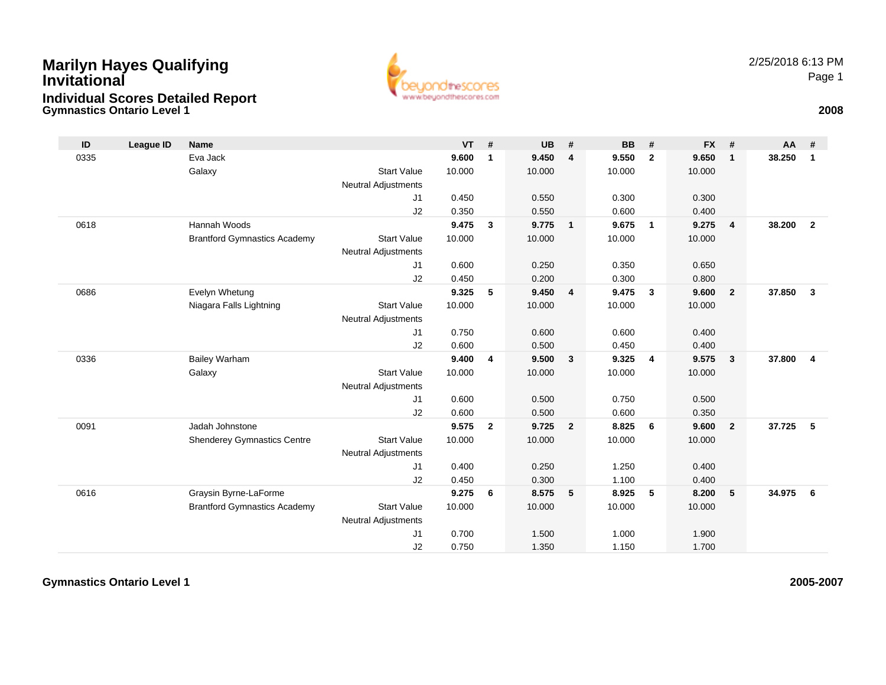# Marilyn Hayes Qualifying Invitational

## Individual Scores Detailed Report

### Gymnastics Ontario Level 1

2/25/2018 6:13 PM

**2008**

| ID | League ID | Name | | VT | # | UB | # | BB | # | FX | # | AA | # |
|---|---|---|---|---|---|---|---|---|---|---|---|---|---|
| 0335 | | Eva Jack | | **9.600** | **1** | **9.450** | **4** | **9.550** | **2** | **9.650** | **1** | **38.250** | **1** |
| | | Galaxy | Start Value | 10.000 | | 10.000 | | 10.000 | | 10.000 | | | |
| | | | Neutral Adjustments | | | | | | | | | | |
| | | | J1 | 0.450 | | 0.550 | | 0.300 | | 0.300 | | | |
| | | | J2 | 0.350 | | 0.550 | | 0.600 | | 0.400 | | | |
| 0618 | | Hannah Woods | | **9.475** | **3** | **9.775** | **1** | **9.675** | **1** | **9.275** | **4** | **38.200** | **2** |
| | | Brantford Gymnastics Academy | Start Value | 10.000 | | 10.000 | | 10.000 | | 10.000 | | | |
| | | | Neutral Adjustments | | | | | | | | | | |
| | | | J1 | 0.600 | | 0.250 | | 0.350 | | 0.650 | | | |
| | | | J2 | 0.450 | | 0.200 | | 0.300 | | 0.800 | | | |
| 0686 | | Evelyn Whetung | | **9.325** | **5** | **9.450** | **4** | **9.475** | **3** | **9.600** | **2** | **37.850** | **3** |
| | | Niagara Falls Lightning | Start Value | 10.000 | | 10.000 | | 10.000 | | 10.000 | | | |
| | | | Neutral Adjustments | | | | | | | | | | |
| | | | J1 | 0.750 | | 0.600 | | 0.600 | | 0.400 | | | |
| | | | J2 | 0.600 | | 0.500 | | 0.450 | | 0.400 | | | |
| 0336 | | Bailey Warham | | **9.400** | **4** | **9.500** | **3** | **9.325** | **4** | **9.575** | **3** | **37.800** | **4** |
| | | Galaxy | Start Value | 10.000 | | 10.000 | | 10.000 | | 10.000 | | | |
| | | | Neutral Adjustments | | | | | | | | | | |
| | | | J1 | 0.600 | | 0.500 | | 0.750 | | 0.500 | | | |
| | | | J2 | 0.600 | | 0.500 | | 0.600 | | 0.350 | | | |
| 0091 | | Jadah Johnstone | | **9.575** | **2** | **9.725** | **2** | **8.825** | **6** | **9.600** | **2** | **37.725** | **5** |
| | | Shenderey Gymnastics Centre | Start Value | 10.000 | | 10.000 | | 10.000 | | 10.000 | | | |
| | | | Neutral Adjustments | | | | | | | | | | |
| | | | J1 | 0.400 | | 0.250 | | 1.250 | | 0.400 | | | |
| | | | J2 | 0.450 | | 0.300 | | 1.100 | | 0.400 | | | |
| 0616 | | Graysin Byrne-LaForme | | **9.275** | **6** | **8.575** | **5** | **8.925** | **5** | **8.200** | **5** | **34.975** | **6** |
| | | Brantford Gymnastics Academy | Start Value | 10.000 | | 10.000 | | 10.000 | | 10.000 | | | |
| | | | Neutral Adjustments | | | | | | | | | | |
| | | | J1 | 0.700 | | 1.500 | | 1.000 | | 1.900 | | | |
| | | | J2 | 0.750 | | 1.350 | | 1.150 | | 1.700 | | | |

### Gymnastics Ontario Level 1

**2005-2007**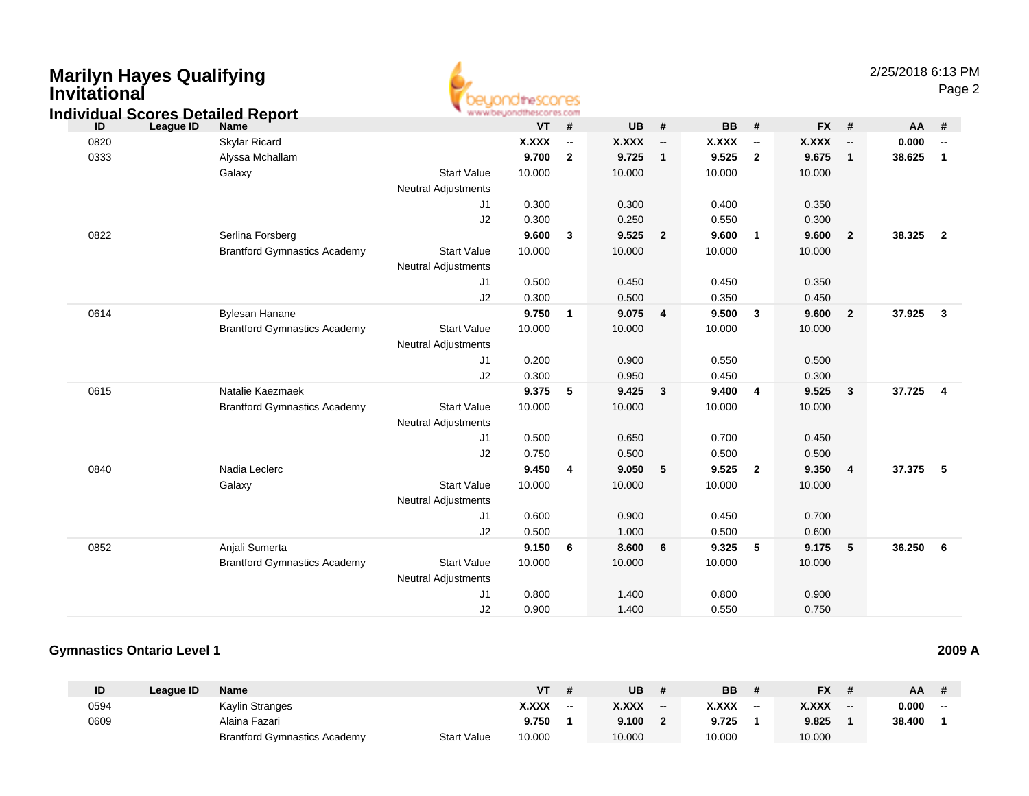# Marilyn Hayes Qualifying Invitational

## Individual Scores Detailed Report

2/25/2018 6:13 PM

| ID | League ID | Name | | VT | # | UB | # | BB | # | FX | # | AA | # |
|---|---|---|---|---|---|---|---|---|---|---|---|---|---|
| 0820 | | Skylar Ricard | | **X.XXX** | **--** | **X.XXX** | **--** | **X.XXX** | **--** | **X.XXX** | **--** | **0.000** | **--** |
| 0333 | | Alyssa Mchallam | | **9.700** | **2** | **9.725** | **1** | **9.525** | **2** | **9.675** | **1** | **38.625** | **1** |
| | | Galaxy | Start Value | 10.000 | | 10.000 | | 10.000 | | 10.000 | | | |
| | | | Neutral Adjustments | | | | | | | | | | |
| | | | J1 | 0.300 | | 0.300 | | 0.400 | | 0.350 | | | |
| | | | J2 | 0.300 | | 0.250 | | 0.550 | | 0.300 | | | |
| 0822 | | Serlina Forsberg | | **9.600** | **3** | **9.525** | **2** | **9.600** | **1** | **9.600** | **2** | **38.325** | **2** |
| | | Brantford Gymnastics Academy | Start Value | 10.000 | | 10.000 | | 10.000 | | 10.000 | | | |
| | | | Neutral Adjustments | | | | | | | | | | |
| | | | J1 | 0.500 | | 0.450 | | 0.450 | | 0.350 | | | |
| | | | J2 | 0.300 | | 0.500 | | 0.350 | | 0.450 | | | |
| 0614 | | Bylesan Hanane | | **9.750** | **1** | **9.075** | **4** | **9.500** | **3** | **9.600** | **2** | **37.925** | **3** |
| | | Brantford Gymnastics Academy | Start Value | 10.000 | | 10.000 | | 10.000 | | 10.000 | | | |
| | | | Neutral Adjustments | | | | | | | | | | |
| | | | J1 | 0.200 | | 0.900 | | 0.550 | | 0.500 | | | |
| | | | J2 | 0.300 | | 0.950 | | 0.450 | | 0.300 | | | |
| 0615 | | Natalie Kaezmaek | | **9.375** | **5** | **9.425** | **3** | **9.400** | **4** | **9.525** | **3** | **37.725** | **4** |
| | | Brantford Gymnastics Academy | Start Value | 10.000 | | 10.000 | | 10.000 | | 10.000 | | | |
| | | | Neutral Adjustments | | | | | | | | | | |
| | | | J1 | 0.500 | | 0.650 | | 0.700 | | 0.450 | | | |
| | | | J2 | 0.750 | | 0.500 | | 0.500 | | 0.500 | | | |
| 0840 | | Nadia Leclerc | | **9.450** | **4** | **9.050** | **5** | **9.525** | **2** | **9.350** | **4** | **37.375** | **5** |
| | | Galaxy | Start Value | 10.000 | | 10.000 | | 10.000 | | 10.000 | | | |
| | | | Neutral Adjustments | | | | | | | | | | |
| | | | J1 | 0.600 | | 0.900 | | 0.450 | | 0.700 | | | |
| | | | J2 | 0.500 | | 1.000 | | 0.500 | | 0.600 | | | |
| 0852 | | Anjali Sumerta | | **9.150** | **6** | **8.600** | **6** | **9.325** | **5** | **9.175** | **5** | **36.250** | **6** |
| | | Brantford Gymnastics Academy | Start Value | 10.000 | | 10.000 | | 10.000 | | 10.000 | | | |
| | | | Neutral Adjustments | | | | | | | | | | |
| | | | J1 | 0.800 | | 1.400 | | 0.800 | | 0.900 | | | |
| | | | J2 | 0.900 | | 1.400 | | 0.550 | | 0.750 | | | |

### Gymnastics Ontario Level 1

**2009 A**

| ID | League ID | Name | | VT | # | UB | # | BB | # | FX | # | AA | # |
|---|---|---|---|---|---|---|---|---|---|---|---|---|---|
| 0594 | | Kaylin Stranges | | **X.XXX** | **--** | **X.XXX** | **--** | **X.XXX** | **--** | **X.XXX** | **--** | **0.000** | **--** |
| 0609 | | Alaina Fazari | | **9.750** | **1** | **9.100** | **2** | **9.725** | **1** | **9.825** | **1** | **38.400** | **1** |
| | | Brantford Gymnastics Academy | Start Value | 10.000 | | 10.000 | | 10.000 | | 10.000 | | | |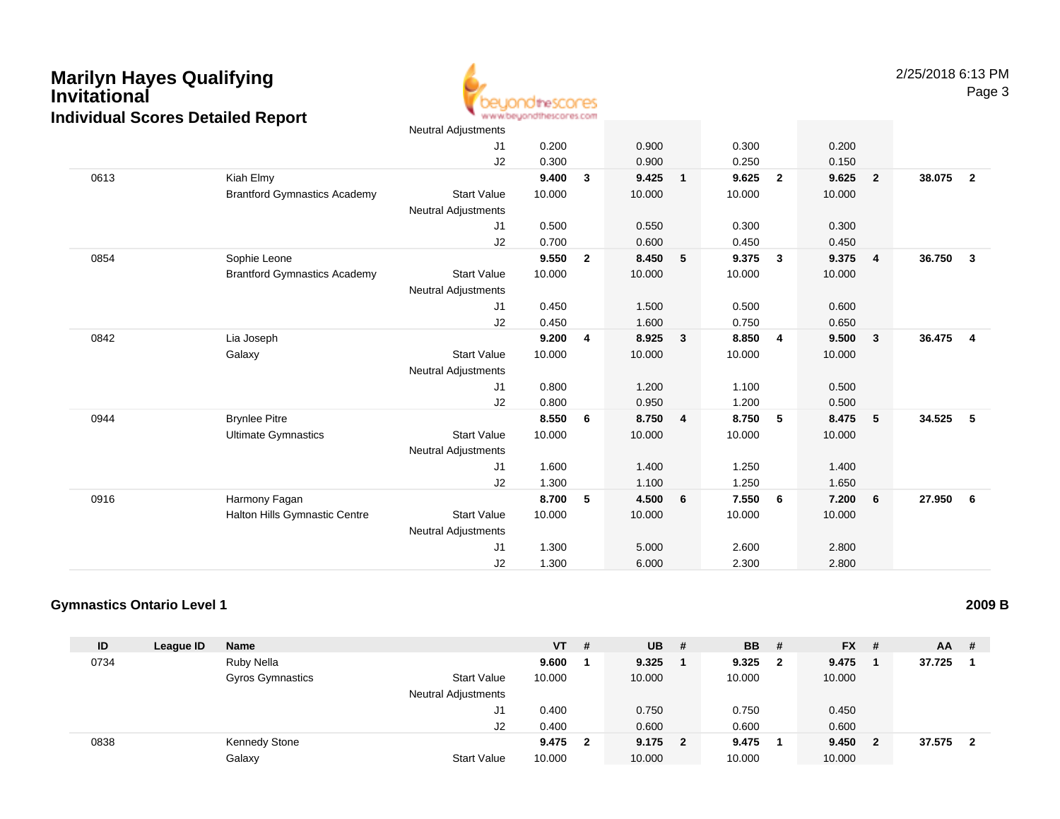# Marilyn Hayes Qualifying Invitational

## Individual Scores Detailed Report

2/25/2018 6:13 PM

| ID | League ID | Name | | VT | # | UB | # | BB | # | FX | # | AA | # |
|---|---|---|---|---|---|---|---|---|---|---|---|---|---|
| | | | Neutral Adjustments | | | | | | | | | | |
| | | | J1 | 0.200 | | 0.900 | | 0.300 | | 0.200 | | | |
| | | | J2 | 0.300 | | 0.900 | | 0.250 | | 0.150 | | | |
| 0613 | | Kiah Elmy | | **9.400** | **3** | **9.425** | **1** | **9.625** | **2** | **9.625** | **2** | **38.075** | **2** |
| | | Brantford Gymnastics Academy | Start Value | 10.000 | | 10.000 | | 10.000 | | 10.000 | | | |
| | | | Neutral Adjustments | | | | | | | | | | |
| | | | J1 | 0.500 | | 0.550 | | 0.300 | | 0.300 | | | |
| | | | J2 | 0.700 | | 0.600 | | 0.450 | | 0.450 | | | |
| 0854 | | Sophie Leone | | **9.550** | **2** | **8.450** | **5** | **9.375** | **3** | **9.375** | **4** | **36.750** | **3** |
| | | Brantford Gymnastics Academy | Start Value | 10.000 | | 10.000 | | 10.000 | | 10.000 | | | |
| | | | Neutral Adjustments | | | | | | | | | | |
| | | | J1 | 0.450 | | 1.500 | | 0.500 | | 0.600 | | | |
| | | | J2 | 0.450 | | 1.600 | | 0.750 | | 0.650 | | | |
| 0842 | | Lia Joseph | | **9.200** | **4** | **8.925** | **3** | **8.850** | **4** | **9.500** | **3** | **36.475** | **4** |
| | | Galaxy | Start Value | 10.000 | | 10.000 | | 10.000 | | 10.000 | | | |
| | | | Neutral Adjustments | | | | | | | | | | |
| | | | J1 | 0.800 | | 1.200 | | 1.100 | | 0.500 | | | |
| | | | J2 | 0.800 | | 0.950 | | 1.200 | | 0.500 | | | |
| 0944 | | Brynlee Pitre | | **8.550** | **6** | **8.750** | **4** | **8.750** | **5** | **8.475** | **5** | **34.525** | **5** |
| | | Ultimate Gymnastics | Start Value | 10.000 | | 10.000 | | 10.000 | | 10.000 | | | |
| | | | Neutral Adjustments | | | | | | | | | | |
| | | | J1 | 1.600 | | 1.400 | | 1.250 | | 1.400 | | | |
| | | | J2 | 1.300 | | 1.100 | | 1.250 | | 1.650 | | | |
| 0916 | | Harmony Fagan | | **8.700** | **5** | **4.500** | **6** | **7.550** | **6** | **7.200** | **6** | **27.950** | **6** |
| | | Halton Hills Gymnastic Centre | Start Value | 10.000 | | 10.000 | | 10.000 | | 10.000 | | | |
| | | | Neutral Adjustments | | | | | | | | | | |
| | | | J1 | 1.300 | | 5.000 | | 2.600 | | 2.800 | | | |
| | | | J2 | 1.300 | | 6.000 | | 2.300 | | 2.800 | | | |

### Gymnastics Ontario Level 1

**2009 B**

| ID | League ID | Name | | VT | # | UB | # | BB | # | FX | # | AA | # |
|---|---|---|---|---|---|---|---|---|---|---|---|---|---|
| 0734 | | Ruby Nella | | **9.600** | **1** | **9.325** | **1** | **9.325** | **2** | **9.475** | **1** | **37.725** | **1** |
| | | Gyros Gymnastics | Start Value | 10.000 | | 10.000 | | 10.000 | | 10.000 | | | |
| | | | Neutral Adjustments | | | | | | | | | | |
| | | | J1 | 0.400 | | 0.750 | | 0.750 | | 0.450 | | | |
| | | | J2 | 0.400 | | 0.600 | | 0.600 | | 0.600 | | | |
| 0838 | | Kennedy Stone | | **9.475** | **2** | **9.175** | **2** | **9.475** | **1** | **9.450** | **2** | **37.575** | **2** |
| | | Galaxy | Start Value | 10.000 | | 10.000 | | 10.000 | | 10.000 | | | |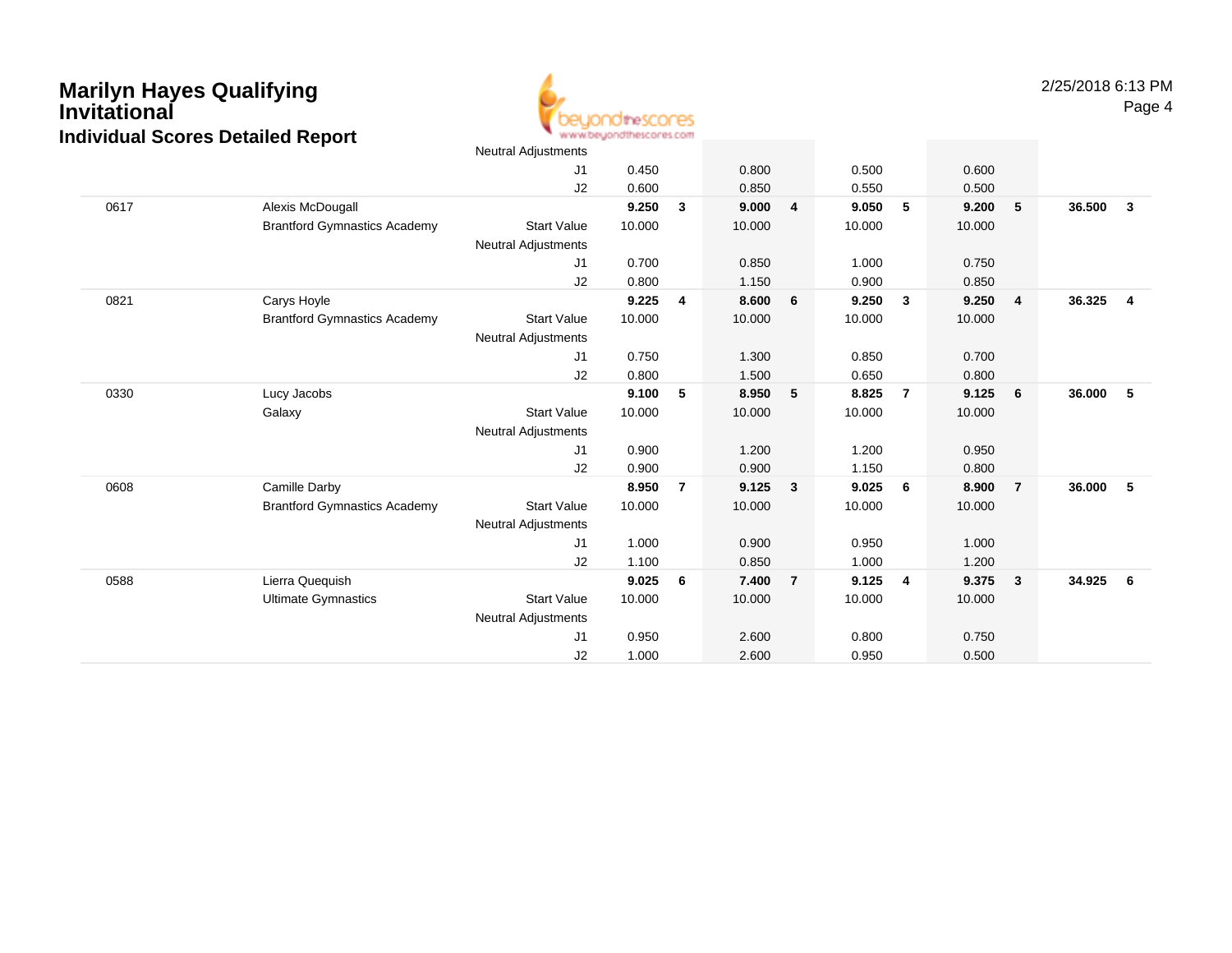# Marilyn Hayes Qualifying Invitational

## Individual Scores Detailed Report

2/25/2018 6:13 PM

| | | | | | | | | | | | | |
|---|---|---|---|---|---|---|---|---|---|---|---|---|
| | | Neutral Adjustments | | | | | | | | | | |
| | | J1 | 0.450 | | 0.800 | | 0.500 | | 0.600 | | | |
| | | J2 | 0.600 | | 0.850 | | 0.550 | | 0.500 | | | |
| 0617 | Alexis McDougall | | **9.250** | **3** | **9.000** | **4** | **9.050** | **5** | **9.200** | **5** | **36.500** | **3** |
| | Brantford Gymnastics Academy | Start Value | 10.000 | | 10.000 | | 10.000 | | 10.000 | | | |
| | | Neutral Adjustments | | | | | | | | | | |
| | | J1 | 0.700 | | 0.850 | | 1.000 | | 0.750 | | | |
| | | J2 | 0.800 | | 1.150 | | 0.900 | | 0.850 | | | |
| 0821 | Carys Hoyle | | **9.225** | **4** | **8.600** | **6** | **9.250** | **3** | **9.250** | **4** | **36.325** | **4** |
| | Brantford Gymnastics Academy | Start Value | 10.000 | | 10.000 | | 10.000 | | 10.000 | | | |
| | | Neutral Adjustments | | | | | | | | | | |
| | | J1 | 0.750 | | 1.300 | | 0.850 | | 0.700 | | | |
| | | J2 | 0.800 | | 1.500 | | 0.650 | | 0.800 | | | |
| 0330 | Lucy Jacobs | | **9.100** | **5** | **8.950** | **5** | **8.825** | **7** | **9.125** | **6** | **36.000** | **5** |
| | Galaxy | Start Value | 10.000 | | 10.000 | | 10.000 | | 10.000 | | | |
| | | Neutral Adjustments | | | | | | | | | | |
| | | J1 | 0.900 | | 1.200 | | 1.200 | | 0.950 | | | |
| | | J2 | 0.900 | | 0.900 | | 1.150 | | 0.800 | | | |
| 0608 | Camille Darby | | **8.950** | **7** | **9.125** | **3** | **9.025** | **6** | **8.900** | **7** | **36.000** | **5** |
| | Brantford Gymnastics Academy | Start Value | 10.000 | | 10.000 | | 10.000 | | 10.000 | | | |
| | | Neutral Adjustments | | | | | | | | | | |
| | | J1 | 1.000 | | 0.900 | | 0.950 | | 1.000 | | | |
| | | J2 | 1.100 | | 0.850 | | 1.000 | | 1.200 | | | |
| 0588 | Lierra Quequish | | **9.025** | **6** | **7.400** | **7** | **9.125** | **4** | **9.375** | **3** | **34.925** | **6** |
| | Ultimate Gymnastics | Start Value | 10.000 | | 10.000 | | 10.000 | | 10.000 | | | |
| | | Neutral Adjustments | | | | | | | | | | |
| | | J1 | 0.950 | | 2.600 | | 0.800 | | 0.750 | | | |
| | | J2 | 1.000 | | 2.600 | | 0.950 | | 0.500 | | | |